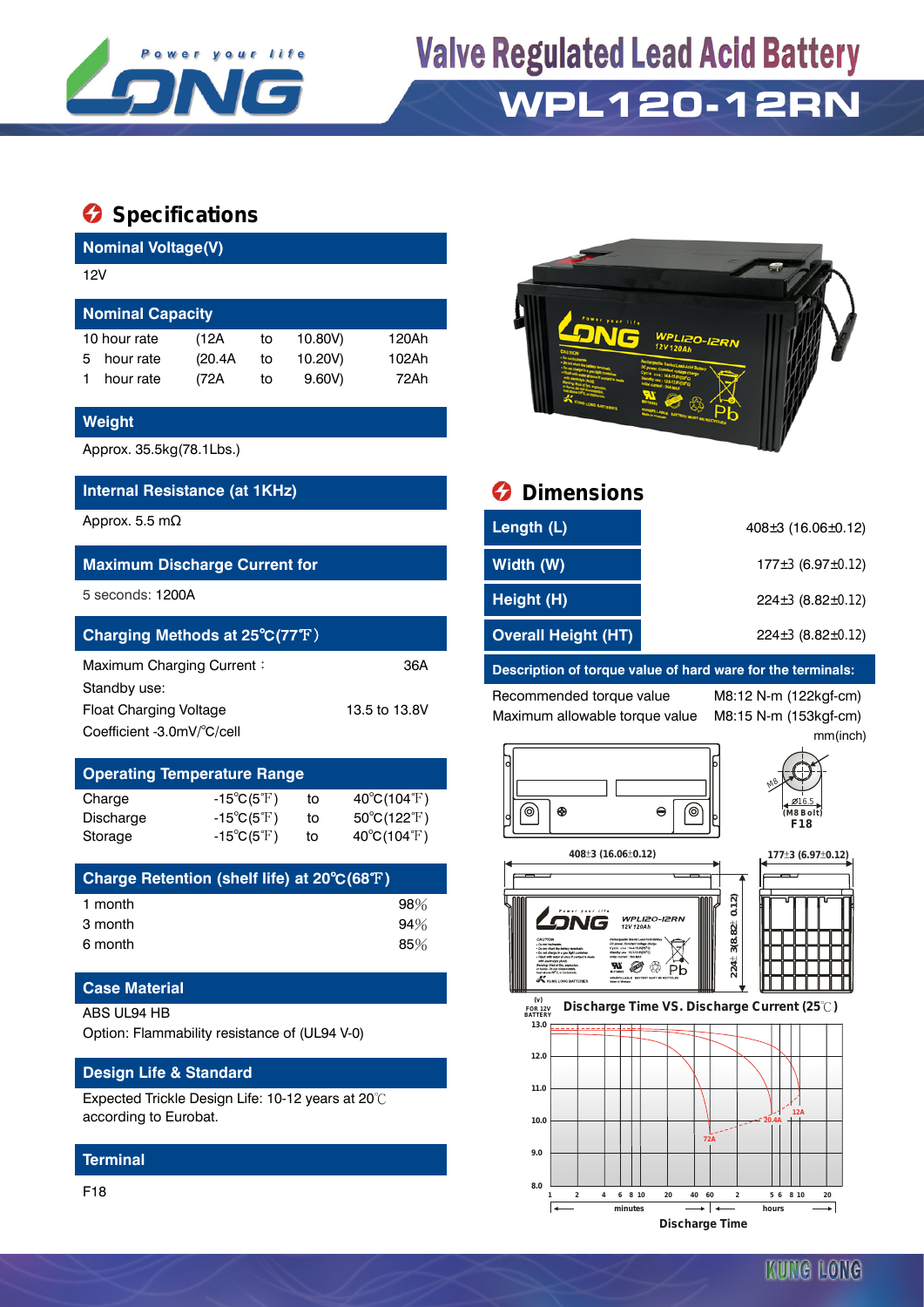# Valve Regulated Lead Acid Battery

## WPL120-12RN

## Specifications

### Nominal Voltage(V)

12V

### Nominal Capacity

| | | | | |
|---|---|---|---|---|
| 10 hour rate | (12A | to | 10.80V) | 120Ah |
| 5 hour rate | (20.4A | to | 10.20V) | 102Ah |
| 1 hour rate | (72A | to | 9.60V) | 72Ah |

### Weight

Approx. 35.5kg(78.1Lbs.)

### Internal Resistance (at 1KHz)

Approx. 5.5 mΩ

### Maximum Discharge Current for

5 seconds: 1200A

### Charging Methods at 25℃(77℉)

Maximum Charging Current： 36A

Standby use:

Float Charging Voltage 13.5 to 13.8V

Coefficient -3.0mV/℃/cell

### Operating Temperature Range

| | | | |
|---|---|---|---|
| Charge | -15℃(5℉) | to | 40℃(104℉) |
| Discharge | -15℃(5℉) | to | 50℃(122℉) |
| Storage | -15℃(5℉) | to | 40℃(104℉) |

### Charge Retention (shelf life) at 20℃(68℉)

| | |
|---|---|
| 1 month | 98% |
| 3 month | 94% |
| 6 month | 85% |

### Case Material

ABS UL94 HB

Option: Flammability resistance of (UL94 V-0)

### Design Life & Standard

Expected Trickle Design Life: 10-12 years at 20℃ according to Eurobat.

### Terminal

F18

## Dimensions

| | |
|---|---|
| Length (L) | 408±3 (16.06±0.12) |
| Width (W) | 177±3 (6.97±0.12) |
| Height (H) | 224±3 (8.82±0.12) |
| Overall Height (HT) | 224±3 (8.82±0.12) |

### Description of torque value of hard ware for the terminals:

| | |
|---|---|
| Recommended torque value | M8:12 N-m (122kgf-cm) |
| Maximum allowable torque value | M8:15 N-m (153kgf-cm) |

mm(inch)

M8, Ø16.5 (M8 Bolt) F18

408±3 (16.06±0.12)

177±3 (6.97±0.12)

224±3 (8.82±0.12)

### Discharge Time VS. Discharge Current (25℃)

(V) FOR 12V BATTERY: 13.0, 12.0, 11.0, 10.0, 9.0, 8.0

Curves: 72A, 20.4A, 12A

minutes: 1, 2, 4, 6, 8, 10, 20, 40, 60 — hours: 2, 5, 6, 8, 10, 20

Discharge Time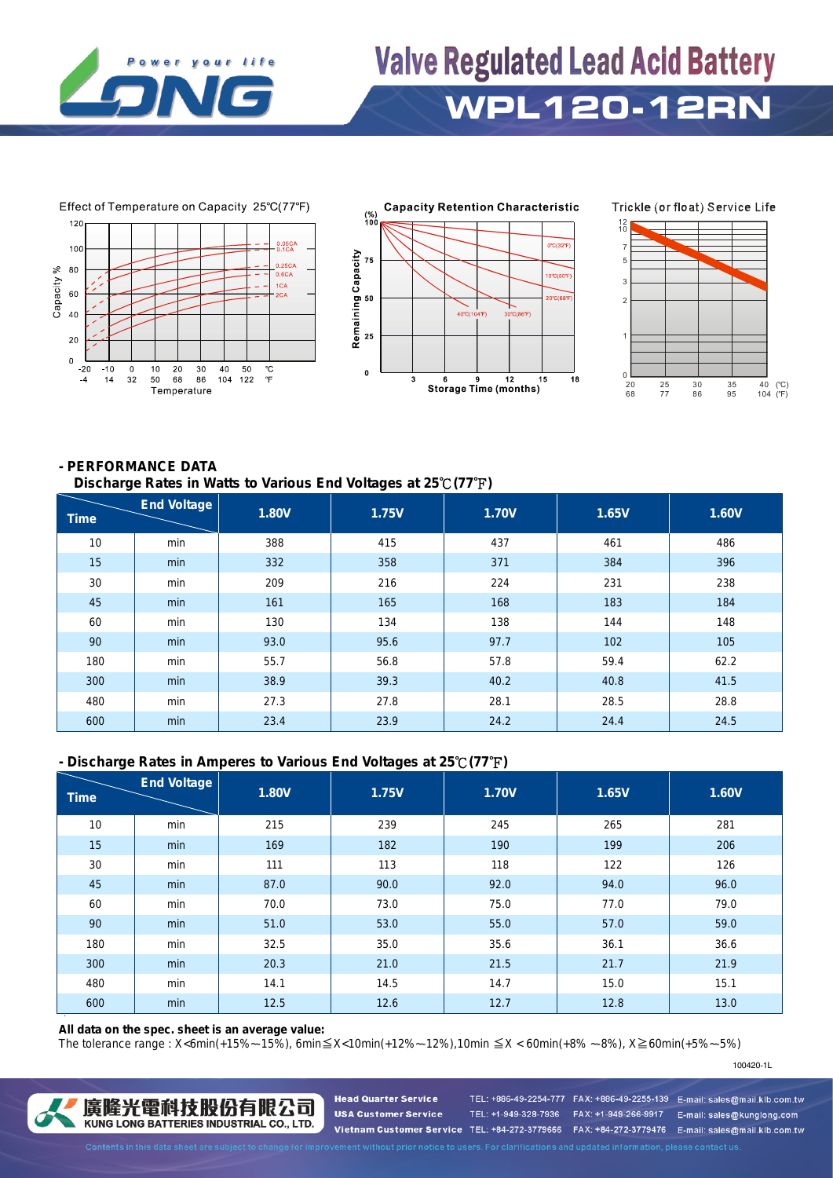Power your life

LONG

# Valve Regulated Lead Acid Battery

## WPL120-12RN

Effect of Temperature on Capacity 25℃(77℉)

120
100
80
60
40
20
0

Capacity %

0.05CA
0.1CA
0.25CA
0.6CA
1CA
2CA

-20 -10 0 10 20 30 40 50 ℃
-4 14 32 50 68 86 104 122 ℉
Temperature

Capacity Retention Characteristic

(%)
100
75
50
25
0

Remaining Capacity

0℃(32℉)
10℃(50℉)
20℃(68℉)
40℃(104℉)
30℃(86℉)

3 6 9 12 15 18
Storage Time (months)

Trickle (or float) Service Life

12
10
7
5
3
2
1
0

20 25 30 35 40 (℃)
68 77 86 95 104 (℉)

**- PERFORMANCE DATA**

**Discharge Rates in Watts to Various End Voltages at 25℃(77℉)**

| Time | | 1.80V | 1.75V | 1.70V | 1.65V | 1.60V |
|---|---|---|---|---|---|---|
| 10 | min | 388 | 415 | 437 | 461 | 486 |
| 15 | min | 332 | 358 | 371 | 384 | 396 |
| 30 | min | 209 | 216 | 224 | 231 | 238 |
| 45 | min | 161 | 165 | 168 | 183 | 184 |
| 60 | min | 130 | 134 | 138 | 144 | 148 |
| 90 | min | 93.0 | 95.6 | 97.7 | 102 | 105 |
| 180 | min | 55.7 | 56.8 | 57.8 | 59.4 | 62.2 |
| 300 | min | 38.9 | 39.3 | 40.2 | 40.8 | 41.5 |
| 480 | min | 27.3 | 27.8 | 28.1 | 28.5 | 28.8 |
| 600 | min | 23.4 | 23.9 | 24.2 | 24.4 | 24.5 |

**- Discharge Rates in Amperes to Various End Voltages at 25℃(77℉)**

| Time | | 1.80V | 1.75V | 1.70V | 1.65V | 1.60V |
|---|---|---|---|---|---|---|
| 10 | min | 215 | 239 | 245 | 265 | 281 |
| 15 | min | 169 | 182 | 190 | 199 | 206 |
| 30 | min | 111 | 113 | 118 | 122 | 126 |
| 45 | min | 87.0 | 90.0 | 92.0 | 94.0 | 96.0 |
| 60 | min | 70.0 | 73.0 | 75.0 | 77.0 | 79.0 |
| 90 | min | 51.0 | 53.0 | 55.0 | 57.0 | 59.0 |
| 180 | min | 32.5 | 35.0 | 35.6 | 36.1 | 36.6 |
| 300 | min | 20.3 | 21.0 | 21.5 | 21.7 | 21.9 |
| 480 | min | 14.1 | 14.5 | 14.7 | 15.0 | 15.1 |
| 600 | min | 12.5 | 12.6 | 12.7 | 12.8 | 13.0 |

**All data on the spec. sheet is an average value:**

The tolerance range : X<6min(+15%~-15%), 6min≦X<10min(+12%~-12%),10min ≦X <60min(+8% ~-8%), X≧60min(+5%~-5%)

100420-1L

廣隆光電科技股份有限公司
KUNG LONG BATTERIES INDUSTRIAL CO., LTD.

| | | | |
|---|---|---|---|
| **Head Quarter Service** | TEL: +886-49-2254-777 | FAX: +886-49-2255-139 | E-mail: sales@mail.klb.com.tw |
| **USA Customer Service** | TEL: +1-949-328-7936 | FAX: +1-949-266-9917 | E-mail: sales@kunglong.com |
| **Vietnam Customer Service** | TEL: +84-272-3779666 | FAX: +84-272-3779476 | E-mail: sales@mail.klb.com.tw |

Contents in this data sheet are subject to change for improvement without prior notice to users. For clarifications and updated information, please contact us.